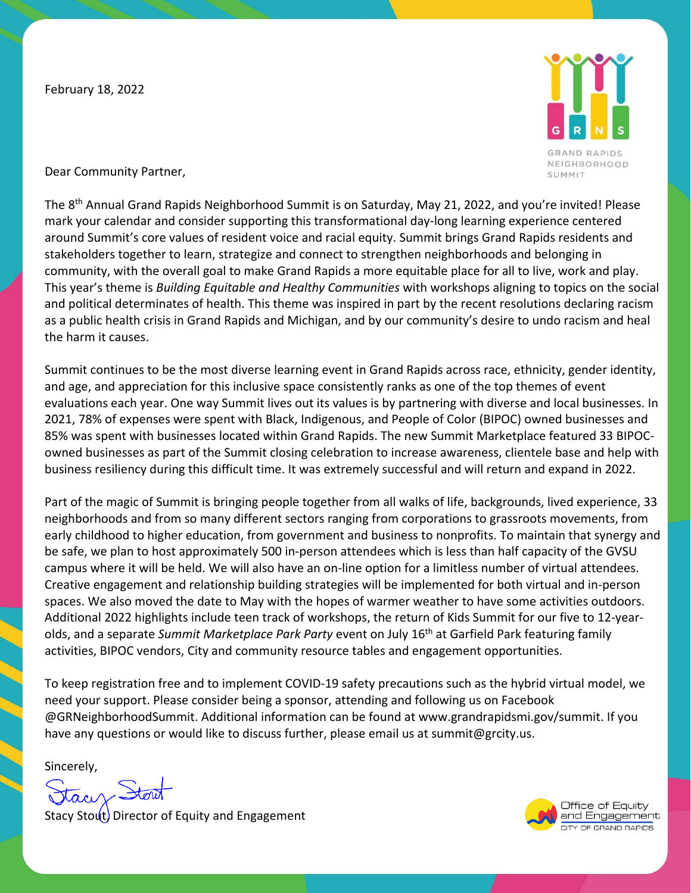February 18, 2022

GRAND RAPIDS NEIGHBORHOOD SUMMIT

Dear Community Partner,

The 8th Annual Grand Rapids Neighborhood Summit is on Saturday, May 21, 2022, and you're invited! Please mark your calendar and consider supporting this transformational day-long learning experience centered around Summit's core values of resident voice and racial equity. Summit brings Grand Rapids residents and stakeholders together to learn, strategize and connect to strengthen neighborhoods and belonging in community, with the overall goal to make Grand Rapids a more equitable place for all to live, work and play. This year's theme is *Building Equitable and Healthy Communities* with workshops aligning to topics on the social and political determinates of health. This theme was inspired in part by the recent resolutions declaring racism as a public health crisis in Grand Rapids and Michigan, and by our community's desire to undo racism and heal the harm it causes.

Summit continues to be the most diverse learning event in Grand Rapids across race, ethnicity, gender identity, and age, and appreciation for this inclusive space consistently ranks as one of the top themes of event evaluations each year. One way Summit lives out its values is by partnering with diverse and local businesses. In 2021, 78% of expenses were spent with Black, Indigenous, and People of Color (BIPOC) owned businesses and 85% was spent with businesses located within Grand Rapids. The new Summit Marketplace featured 33 BIPOC-owned businesses as part of the Summit closing celebration to increase awareness, clientele base and help with business resiliency during this difficult time. It was extremely successful and will return and expand in 2022.

Part of the magic of Summit is bringing people together from all walks of life, backgrounds, lived experience, 33 neighborhoods and from so many different sectors ranging from corporations to grassroots movements, from early childhood to higher education, from government and business to nonprofits. To maintain that synergy and be safe, we plan to host approximately 500 in-person attendees which is less than half capacity of the GVSU campus where it will be held. We will also have an on-line option for a limitless number of virtual attendees. Creative engagement and relationship building strategies will be implemented for both virtual and in-person spaces. We also moved the date to May with the hopes of warmer weather to have some activities outdoors. Additional 2022 highlights include teen track of workshops, the return of Kids Summit for our five to 12-year-olds, and a separate *Summit Marketplace Park Party* event on July 16th at Garfield Park featuring family activities, BIPOC vendors, City and community resource tables and engagement opportunities.

To keep registration free and to implement COVID-19 safety precautions such as the hybrid virtual model, we need your support. Please consider being a sponsor, attending and following us on Facebook @GRNeighborhoodSummit. Additional information can be found at www.grandrapidsmi.gov/summit. If you have any questions or would like to discuss further, please email us at summit@grcity.us.

Sincerely,

Stacy Stout, Director of Equity and Engagement

Office of Equity and Engagement
CITY OF GRAND RAPIDS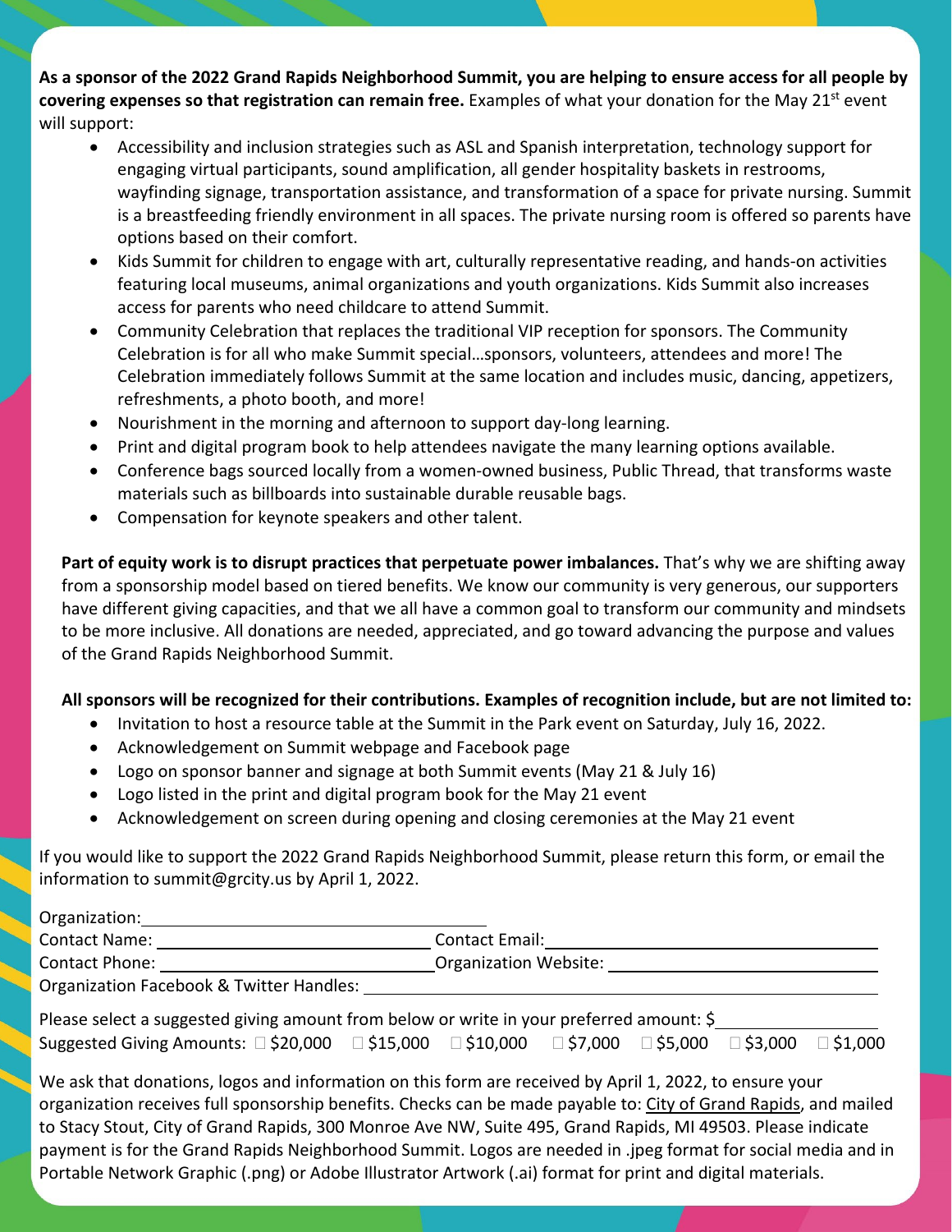**As a sponsor of the 2022 Grand Rapids Neighborhood Summit, you are helping to ensure access for all people by covering expenses so that registration can remain free.** Examples of what your donation for the May 21st event will support:

- Accessibility and inclusion strategies such as ASL and Spanish interpretation, technology support for engaging virtual participants, sound amplification, all gender hospitality baskets in restrooms, wayfinding signage, transportation assistance, and transformation of a space for private nursing. Summit is a breastfeeding friendly environment in all spaces. The private nursing room is offered so parents have options based on their comfort.
- Kids Summit for children to engage with art, culturally representative reading, and hands-on activities featuring local museums, animal organizations and youth organizations. Kids Summit also increases access for parents who need childcare to attend Summit.
- Community Celebration that replaces the traditional VIP reception for sponsors. The Community Celebration is for all who make Summit special…sponsors, volunteers, attendees and more! The Celebration immediately follows Summit at the same location and includes music, dancing, appetizers, refreshments, a photo booth, and more!
- Nourishment in the morning and afternoon to support day-long learning.
- Print and digital program book to help attendees navigate the many learning options available.
- Conference bags sourced locally from a women-owned business, Public Thread, that transforms waste materials such as billboards into sustainable durable reusable bags.
- Compensation for keynote speakers and other talent.

**Part of equity work is to disrupt practices that perpetuate power imbalances.** That's why we are shifting away from a sponsorship model based on tiered benefits. We know our community is very generous, our supporters have different giving capacities, and that we all have a common goal to transform our community and mindsets to be more inclusive. All donations are needed, appreciated, and go toward advancing the purpose and values of the Grand Rapids Neighborhood Summit.

**All sponsors will be recognized for their contributions. Examples of recognition include, but are not limited to:**

- Invitation to host a resource table at the Summit in the Park event on Saturday, July 16, 2022.
- Acknowledgement on Summit webpage and Facebook page
- Logo on sponsor banner and signage at both Summit events (May 21 & July 16)
- Logo listed in the print and digital program book for the May 21 event
- Acknowledgement on screen during opening and closing ceremonies at the May 21 event

If you would like to support the 2022 Grand Rapids Neighborhood Summit, please return this form, or email the information to summit@grcity.us by April 1, 2022.

Organization: ____________________________

Contact Name: ____________________________ Contact Email: ____________________________

Contact Phone: ____________________________ Organization Website: ____________________________

Organization Facebook & Twitter Handles: ____________________________

Please select a suggested giving amount from below or write in your preferred amount: $__________

Suggested Giving Amounts: ☐ $20,000 ☐ $15,000 ☐ $10,000 ☐ $7,000 ☐ $5,000 ☐ $3,000 ☐ $1,000

We ask that donations, logos and information on this form are received by April 1, 2022, to ensure your organization receives full sponsorship benefits. Checks can be made payable to: City of Grand Rapids, and mailed to Stacy Stout, City of Grand Rapids, 300 Monroe Ave NW, Suite 495, Grand Rapids, MI 49503. Please indicate payment is for the Grand Rapids Neighborhood Summit. Logos are needed in .jpeg format for social media and in Portable Network Graphic (.png) or Adobe Illustrator Artwork (.ai) format for print and digital materials.